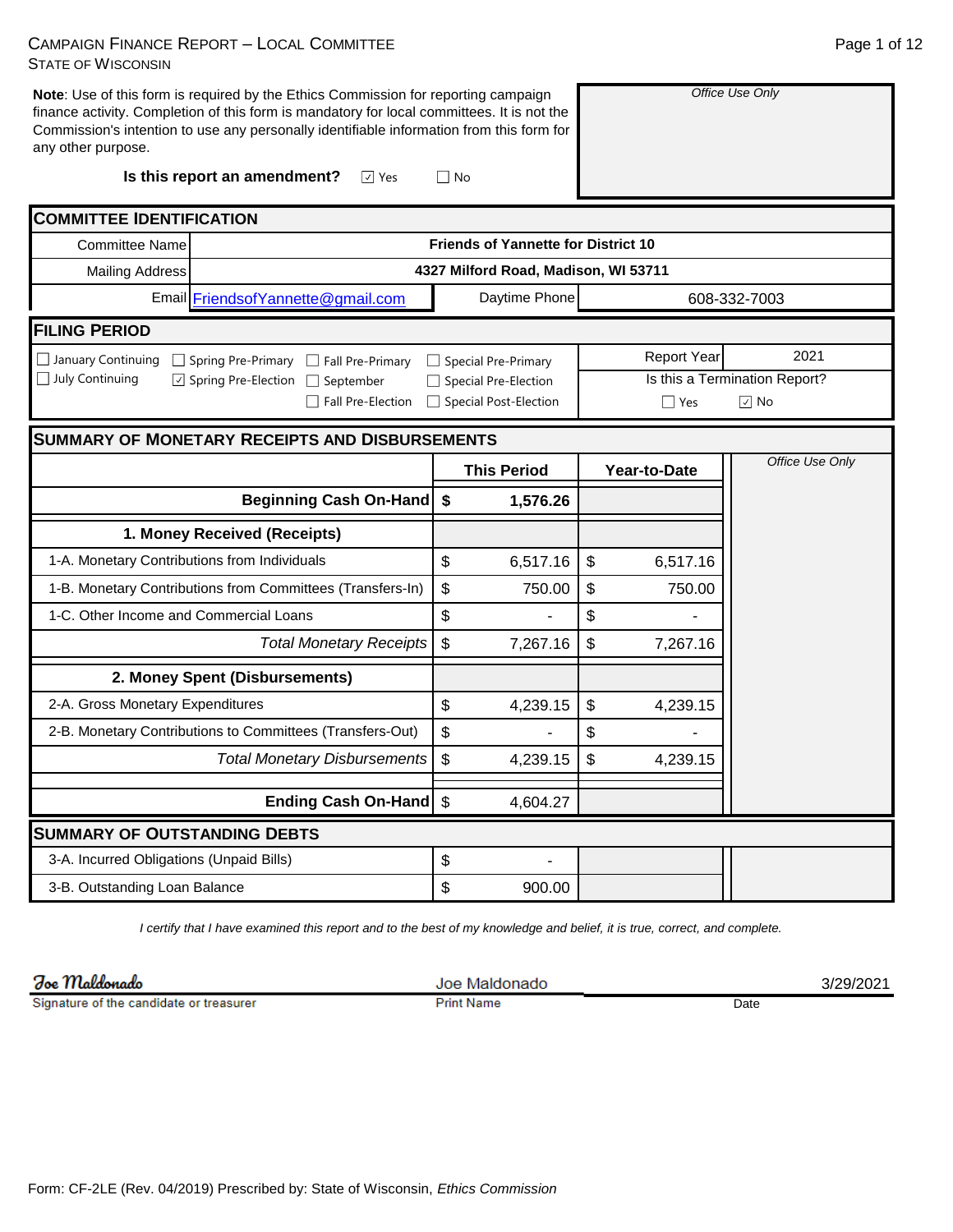# CAMPAIGN FINANCE REPORT – LOCAL COMMITTEE
STATE OF WISCONSIN

**Note**: Use of this form is required by the Ethics Commission for reporting campaign finance activity. Completion of this form is mandatory for local committees. It is not the Commission's intention to use any personally identifiable information from this form for any other purpose.

*Office Use Only*

**Is this report an amendment?** ☑ Yes ☐ No

## COMMITTEE IDENTIFICATION

| | | | |
|---|---|---|---|
| Committee Name | **Friends of Yannette for District 10** | | |
| Mailing Address | **4327 Milford Road, Madison, WI 53711** | | |
| Email | FriendsofYannette@gmail.com | Daytime Phone | 608-332-7003 |

## FILING PERIOD

☐ January Continuing ☐ Spring Pre-Primary ☐ Fall Pre-Primary ☐ Special Pre-Primary
☐ July Continuing ☑ Spring Pre-Election ☐ September ☐ Special Pre-Election
☐ Fall Pre-Election ☐ Special Post-Election

Report Year: 2021

Is this a Termination Report? ☐ Yes ☑ No

## SUMMARY OF MONETARY RECEIPTS AND DISBURSEMENTS

| | This Period | Year-to-Date |
|---|---|---|
| **Beginning Cash On-Hand** | **$ 1,576.26** | |
| **1. Money Received (Receipts)** | | |
| 1-A. Monetary Contributions from Individuals | $ 6,517.16 | $ 6,517.16 |
| 1-B. Monetary Contributions from Committees (Transfers-In) | $ 750.00 | $ 750.00 |
| 1-C. Other Income and Commercial Loans | $ - | $ - |
| *Total Monetary Receipts* | $ 7,267.16 | $ 7,267.16 |
| **2. Money Spent (Disbursements)** | | |
| 2-A. Gross Monetary Expenditures | $ 4,239.15 | $ 4,239.15 |
| 2-B. Monetary Contributions to Committees (Transfers-Out) | $ - | $ - |
| *Total Monetary Disbursements* | $ 4,239.15 | $ 4,239.15 |
| **Ending Cash On-Hand** | $ 4,604.27 | |

*Office Use Only*

## SUMMARY OF OUTSTANDING DEBTS

| | |
|---|---|
| 3-A. Incurred Obligations (Unpaid Bills) | $ - |
| 3-B. Outstanding Loan Balance | $ 900.00 |

*I certify that I have examined this report and to the best of my knowledge and belief, it is true, correct, and complete.*

| Signature of the candidate or treasurer | Print Name | Date |
|---|---|---|
| Joe Maldonado | Joe Maldonado | 3/29/2021 |

Form: CF-2LE (Rev. 04/2019) Prescribed by: State of Wisconsin, *Ethics Commission*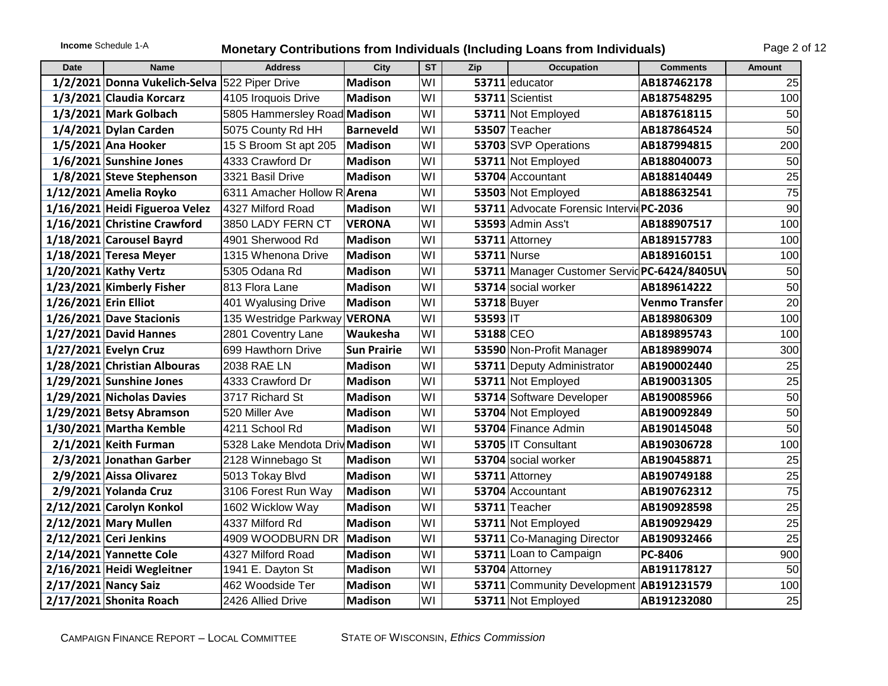**Income** Schedule 1-A

# Monetary Contributions from Individuals (Including Loans from Individuals)

| Date | Name | Address | City | ST | Zip | Occupation | Comments | Amount |
|---|---|---|---|---|---|---|---|---|
| 1/2/2021 | Donna Vukelich-Selva | 522 Piper Drive | Madison | WI | 53711 | educator | AB187462178 | 25 |
| 1/3/2021 | Claudia Korcarz | 4105 Iroquois Drive | Madison | WI | 53711 | Scientist | AB187548295 | 100 |
| 1/3/2021 | Mark Golbach | 5805 Hammersley Road | Madison | WI | 53711 | Not Employed | AB187618115 | 50 |
| 1/4/2021 | Dylan Carden | 5075 County Rd HH | Barneveld | WI | 53507 | Teacher | AB187864524 | 50 |
| 1/5/2021 | Ana Hooker | 15 S Broom St apt 205 | Madison | WI | 53703 | SVP Operations | AB187994815 | 200 |
| 1/6/2021 | Sunshine Jones | 4333 Crawford Dr | Madison | WI | 53711 | Not Employed | AB188040073 | 50 |
| 1/8/2021 | Steve Stephenson | 3321 Basil Drive | Madison | WI | 53704 | Accountant | AB188140449 | 25 |
| 1/12/2021 | Amelia Royko | 6311 Amacher Hollow R | Arena | WI | 53503 | Not Employed | AB188632541 | 75 |
| 1/16/2021 | Heidi Figueroa Velez | 4327 Milford Road | Madison | WI | 53711 | Advocate Forensic Intervie | PC-2036 | 90 |
| 1/16/2021 | Christine Crawford | 3850 LADY FERN CT | VERONA | WI | 53593 | Admin Ass't | AB188907517 | 100 |
| 1/18/2021 | Carousel Bayrd | 4901 Sherwood Rd | Madison | WI | 53711 | Attorney | AB189157783 | 100 |
| 1/18/2021 | Teresa Meyer | 1315 Whenona Drive | Madison | WI | 53711 | Nurse | AB189160151 | 100 |
| 1/20/2021 | Kathy Vertz | 5305 Odana Rd | Madison | WI | 53711 | Manager Customer Servic | PC-6424/8405UV | 50 |
| 1/23/2021 | Kimberly Fisher | 813 Flora Lane | Madison | WI | 53714 | social worker | AB189614222 | 50 |
| 1/26/2021 | Erin Elliot | 401 Wyalusing Drive | Madison | WI | 53718 | Buyer | Venmo Transfer | 20 |
| 1/26/2021 | Dave Stacionis | 135 Westridge Parkway | VERONA | WI | 53593 | IT | AB189806309 | 100 |
| 1/27/2021 | David Hannes | 2801 Coventry Lane | Waukesha | WI | 53188 | CEO | AB189895743 | 100 |
| 1/27/2021 | Evelyn Cruz | 699 Hawthorn Drive | Sun Prairie | WI | 53590 | Non-Profit Manager | AB189899074 | 300 |
| 1/28/2021 | Christian Albouras | 2038 RAE LN | Madison | WI | 53711 | Deputy Administrator | AB190002440 | 25 |
| 1/29/2021 | Sunshine Jones | 4333 Crawford Dr | Madison | WI | 53711 | Not Employed | AB190031305 | 25 |
| 1/29/2021 | Nicholas Davies | 3717 Richard St | Madison | WI | 53714 | Software Developer | AB190085966 | 50 |
| 1/29/2021 | Betsy Abramson | 520 Miller Ave | Madison | WI | 53704 | Not Employed | AB190092849 | 50 |
| 1/30/2021 | Martha Kemble | 4211 School Rd | Madison | WI | 53704 | Finance Admin | AB190145048 | 50 |
| 2/1/2021 | Keith Furman | 5328 Lake Mendota Driv | Madison | WI | 53705 | IT Consultant | AB190306728 | 100 |
| 2/3/2021 | Jonathan Garber | 2128 Winnebago St | Madison | WI | 53704 | social worker | AB190458871 | 25 |
| 2/9/2021 | Aissa Olivarez | 5013 Tokay Blvd | Madison | WI | 53711 | Attorney | AB190749188 | 25 |
| 2/9/2021 | Yolanda Cruz | 3106 Forest Run Way | Madison | WI | 53704 | Accountant | AB190762312 | 75 |
| 2/12/2021 | Carolyn Konkol | 1602 Wicklow Way | Madison | WI | 53711 | Teacher | AB190928598 | 25 |
| 2/12/2021 | Mary Mullen | 4337 Milford Rd | Madison | WI | 53711 | Not Employed | AB190929429 | 25 |
| 2/12/2021 | Ceri Jenkins | 4909 WOODBURN DR | Madison | WI | 53711 | Co-Managing Director | AB190932466 | 25 |
| 2/14/2021 | Yannette Cole | 4327 Milford Road | Madison | WI | 53711 | Loan to Campaign | PC-8406 | 900 |
| 2/16/2021 | Heidi Wegleitner | 1941 E. Dayton St | Madison | WI | 53704 | Attorney | AB191178127 | 50 |
| 2/17/2021 | Nancy Saiz | 462 Woodside Ter | Madison | WI | 53711 | Community Development | AB191231579 | 100 |
| 2/17/2021 | Shonita Roach | 2426 Allied Drive | Madison | WI | 53711 | Not Employed | AB191232080 | 25 |

CAMPAIGN FINANCE REPORT – LOCAL COMMITTEE    STATE OF WISCONSIN, *Ethics Commission*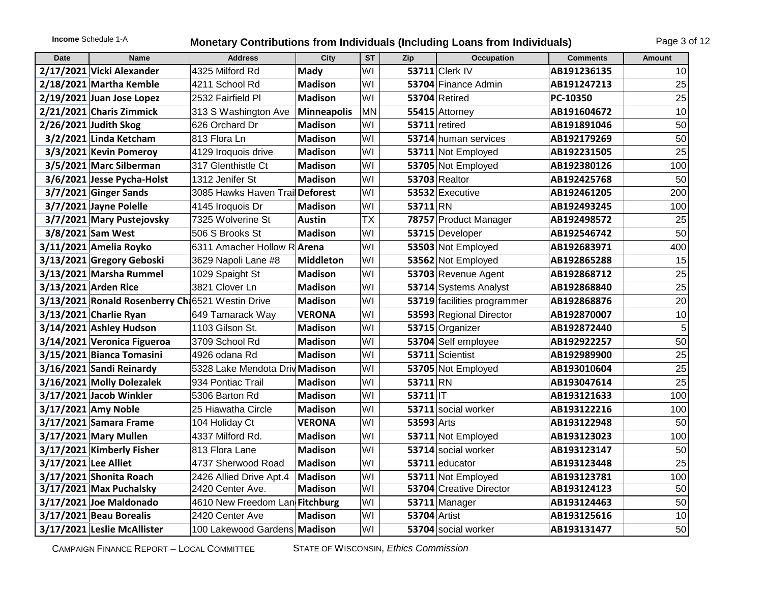**Income** Schedule 1-A

# Monetary Contributions from Individuals (Including Loans from Individuals)

| Date | Name | Address | City | ST | Zip | Occupation | Comments | Amount |
|---|---|---|---|---|---|---|---|---|
| 2/17/2021 | Vicki Alexander | 4325 Milford Rd | Mady | WI | 53711 | Clerk IV | AB191236135 | 10 |
| 2/18/2021 | Martha Kemble | 4211 School Rd | Madison | WI | 53704 | Finance Admin | AB191247213 | 25 |
| 2/19/2021 | Juan Jose Lopez | 2532 Fairfield Pl | Madison | WI | 53704 | Retired | PC-10350 | 25 |
| 2/21/2021 | Charis Zimmick | 313 S Washington Ave | Minneapolis | MN | 55415 | Attorney | AB191604672 | 10 |
| 2/26/2021 | Judith Skog | 626 Orchard Dr | Madison | WI | 53711 | retired | AB191891046 | 50 |
| 3/2/2021 | Linda Ketcham | 813 Flora Ln | Madison | WI | 53714 | human services | AB192179269 | 50 |
| 3/3/2021 | Kevin Pomeroy | 4129 Iroquois drive | Madison | WI | 53711 | Not Employed | AB192231505 | 25 |
| 3/5/2021 | Marc Silberman | 317 Glenthistle Ct | Madison | WI | 53705 | Not Employed | AB192380126 | 100 |
| 3/6/2021 | Jesse Pycha-Holst | 1312 Jenifer St | Madison | WI | 53703 | Realtor | AB192425768 | 50 |
| 3/7/2021 | Ginger Sands | 3085 Hawks Haven Trail | Deforest | WI | 53532 | Executive | AB192461205 | 200 |
| 3/7/2021 | Jayne Polelle | 4145 Iroquois Dr | Madison | WI | 53711 | RN | AB192493245 | 100 |
| 3/7/2021 | Mary Pustejovsky | 7325 Wolverine St | Austin | TX | 78757 | Product Manager | AB192498572 | 25 |
| 3/8/2021 | Sam West | 506 S Brooks St | Madison | WI | 53715 | Developer | AB192546742 | 50 |
| 3/11/2021 | Amelia Royko | 6311 Amacher Hollow R | Arena | WI | 53503 | Not Employed | AB192683971 | 400 |
| 3/13/2021 | Gregory Geboski | 3629 Napoli Lane #8 | Middleton | WI | 53562 | Not Employed | AB192865288 | 15 |
| 3/13/2021 | Marsha Rummel | 1029 Spaight St | Madison | WI | 53703 | Revenue Agent | AB192868712 | 25 |
| 3/13/2021 | Arden Rice | 3821 Clover Ln | Madison | WI | 53714 | Systems Analyst | AB192868840 | 25 |
| 3/13/2021 | Ronald Rosenberry Ch | 6521 Westin Drive | Madison | WI | 53719 | facilities programmer | AB192868876 | 20 |
| 3/13/2021 | Charlie Ryan | 649 Tamarack Way | VERONA | WI | 53593 | Regional Director | AB192870007 | 10 |
| 3/14/2021 | Ashley Hudson | 1103 Gilson St. | Madison | WI | 53715 | Organizer | AB192872440 | 5 |
| 3/14/2021 | Veronica Figueroa | 3709 School Rd | Madison | WI | 53704 | Self employee | AB192922257 | 50 |
| 3/15/2021 | Bianca Tomasini | 4926 odana Rd | Madison | WI | 53711 | Scientist | AB192989900 | 25 |
| 3/16/2021 | Sandi Reinardy | 5328 Lake Mendota Driv | Madison | WI | 53705 | Not Employed | AB193010604 | 25 |
| 3/16/2021 | Molly Dolezalek | 934 Pontiac Trail | Madison | WI | 53711 | RN | AB193047614 | 25 |
| 3/17/2021 | Jacob Winkler | 5306 Barton Rd | Madison | WI | 53711 | IT | AB193121633 | 100 |
| 3/17/2021 | Amy Noble | 25 Hiawatha Circle | Madison | WI | 53711 | social worker | AB193122216 | 100 |
| 3/17/2021 | Samara Frame | 104 Holiday Ct | VERONA | WI | 53593 | Arts | AB193122948 | 50 |
| 3/17/2021 | Mary Mullen | 4337 Milford Rd. | Madison | WI | 53711 | Not Employed | AB193123023 | 100 |
| 3/17/2021 | Kimberly Fisher | 813 Flora Lane | Madison | WI | 53714 | social worker | AB193123147 | 50 |
| 3/17/2021 | Lee Alliet | 4737 Sherwood Road | Madison | WI | 53711 | educator | AB193123448 | 25 |
| 3/17/2021 | Shonita Roach | 2426 Allied Drive Apt.4 | Madison | WI | 53711 | Not Employed | AB193123781 | 100 |
| 3/17/2021 | Max Puchalsky | 2420 Center Ave. | Madison | WI | 53704 | Creative Director | AB193124123 | 50 |
| 3/17/2021 | Joe Maldonado | 4610 New Freedom Lan | Fitchburg | WI | 53711 | Manager | AB193124463 | 50 |
| 3/17/2021 | Beau Borealis | 2420 Center Ave | Madison | WI | 53704 | Artist | AB193125616 | 10 |
| 3/17/2021 | Leslie McAllister | 100 Lakewood Gardens | Madison | WI | 53704 | social worker | AB193131477 | 50 |

CAMPAIGN FINANCE REPORT – LOCAL COMMITTEE STATE OF WISCONSIN, *Ethics Commission*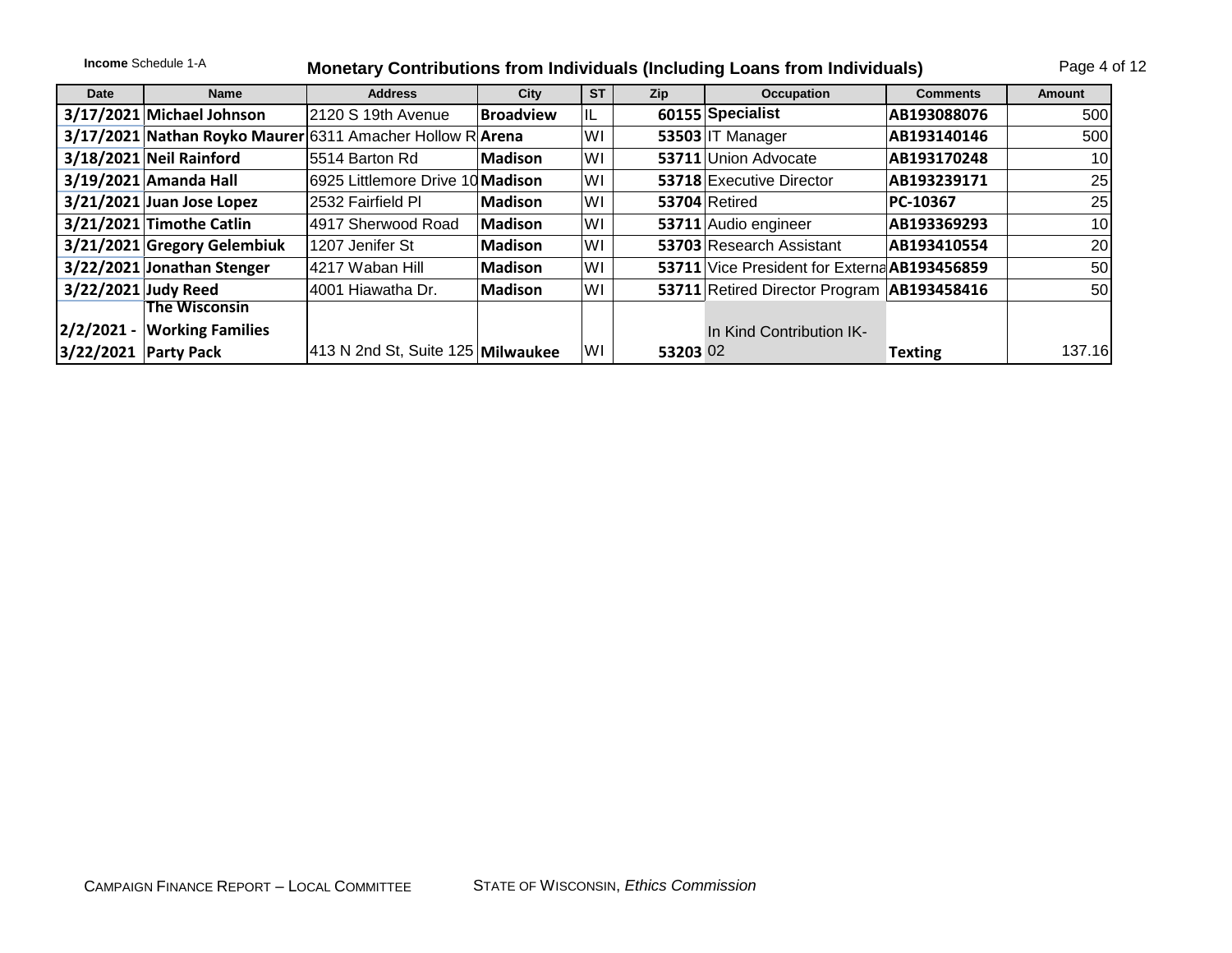**Income** Schedule 1-A

# Monetary Contributions from Individuals (Including Loans from Individuals)

| Date | Name | Address | City | ST | Zip | Occupation | Comments | Amount |
|---|---|---|---|---|---|---|---|---|
| 3/17/2021 | Michael Johnson | 2120 S 19th Avenue | Broadview | IL | 60155 | Specialist | AB193088076 | 500 |
| 3/17/2021 | Nathan Royko Maurer | 6311 Amacher Hollow R | Arena | WI | 53503 | IT Manager | AB193140146 | 500 |
| 3/18/2021 | Neil Rainford | 5514 Barton Rd | Madison | WI | 53711 | Union Advocate | AB193170248 | 10 |
| 3/19/2021 | Amanda Hall | 6925 Littlemore Drive 10 | Madison | WI | 53718 | Executive Director | AB193239171 | 25 |
| 3/21/2021 | Juan Jose Lopez | 2532 Fairfield Pl | Madison | WI | 53704 | Retired | PC-10367 | 25 |
| 3/21/2021 | Timothe Catlin | 4917 Sherwood Road | Madison | WI | 53711 | Audio engineer | AB193369293 | 10 |
| 3/21/2021 | Gregory Gelembiuk | 1207 Jenifer St | Madison | WI | 53703 | Research Assistant | AB193410554 | 20 |
| 3/22/2021 | Jonathan Stenger | 4217 Waban Hill | Madison | WI | 53711 | Vice President for Externa | AB193456859 | 50 |
| 3/22/2021 | Judy Reed | 4001 Hiawatha Dr. | Madison | WI | 53711 | Retired Director Program | AB193458416 | 50 |
| 2/2/2021 - 3/22/2021 | The Wisconsin Working Families Party Pack | 413 N 2nd St, Suite 125 | Milwaukee | WI | 53203 | In Kind Contribution IK-02 | Texting | 137.16 |

CAMPAIGN FINANCE REPORT – LOCAL COMMITTEE    STATE OF WISCONSIN, *Ethics Commission*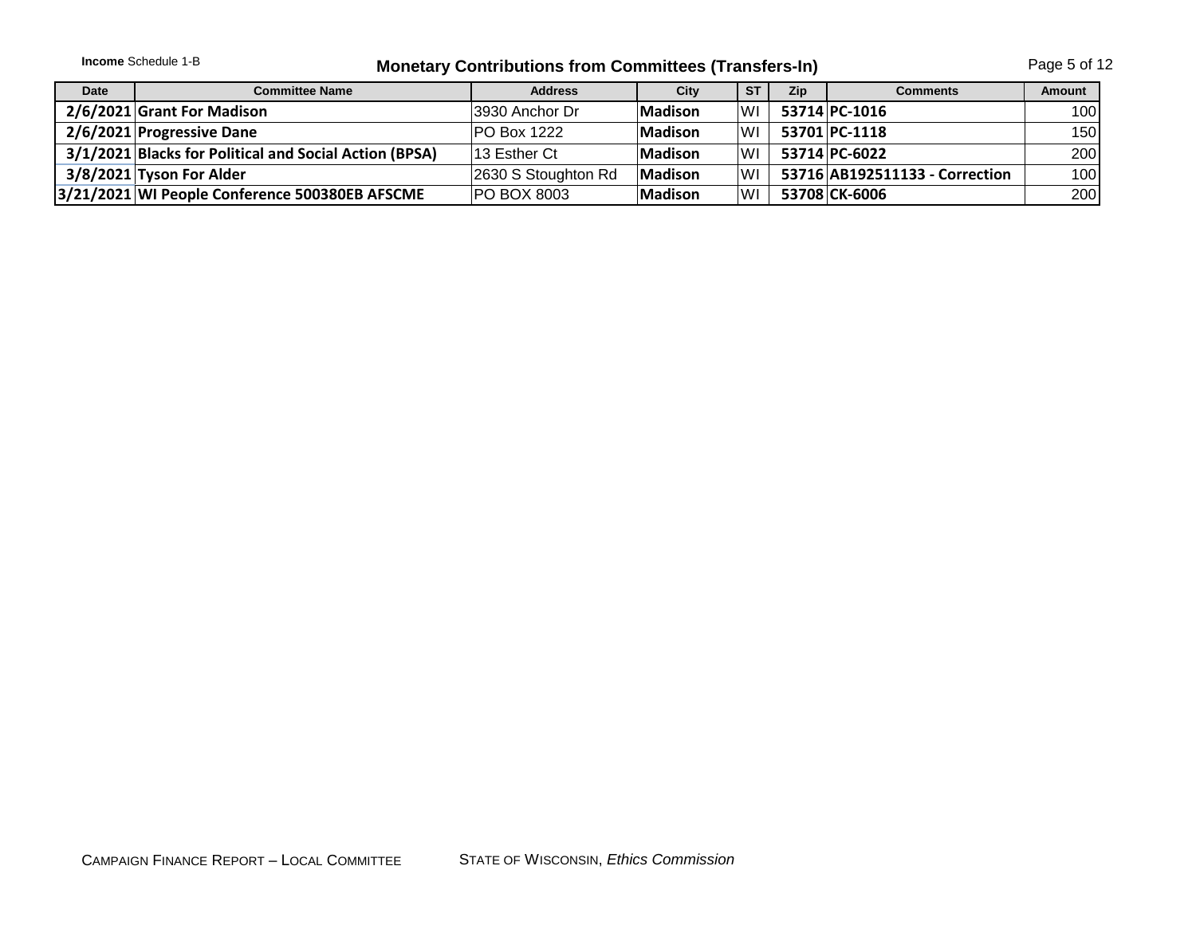**Income** Schedule 1-B

# Monetary Contributions from Committees (Transfers-In)

| Date | Committee Name | Address | City | ST | Zip | Comments | Amount |
|---|---|---|---|---|---|---|---|
| 2/6/2021 | Grant For Madison | 3930 Anchor Dr | Madison | WI | 53714 | PC-1016 | 100 |
| 2/6/2021 | Progressive Dane | PO Box 1222 | Madison | WI | 53701 | PC-1118 | 150 |
| 3/1/2021 | Blacks for Political and Social Action (BPSA) | 13 Esther Ct | Madison | WI | 53714 | PC-6022 | 200 |
| 3/8/2021 | Tyson For Alder | 2630 S Stoughton Rd | Madison | WI | 53716 | AB192511133 - Correction | 100 |
| 3/21/2021 | WI People Conference 500380EB AFSCME | PO BOX 8003 | Madison | WI | 53708 | CK-6006 | 200 |

CAMPAIGN FINANCE REPORT – LOCAL COMMITTEE STATE OF WISCONSIN, *Ethics Commission*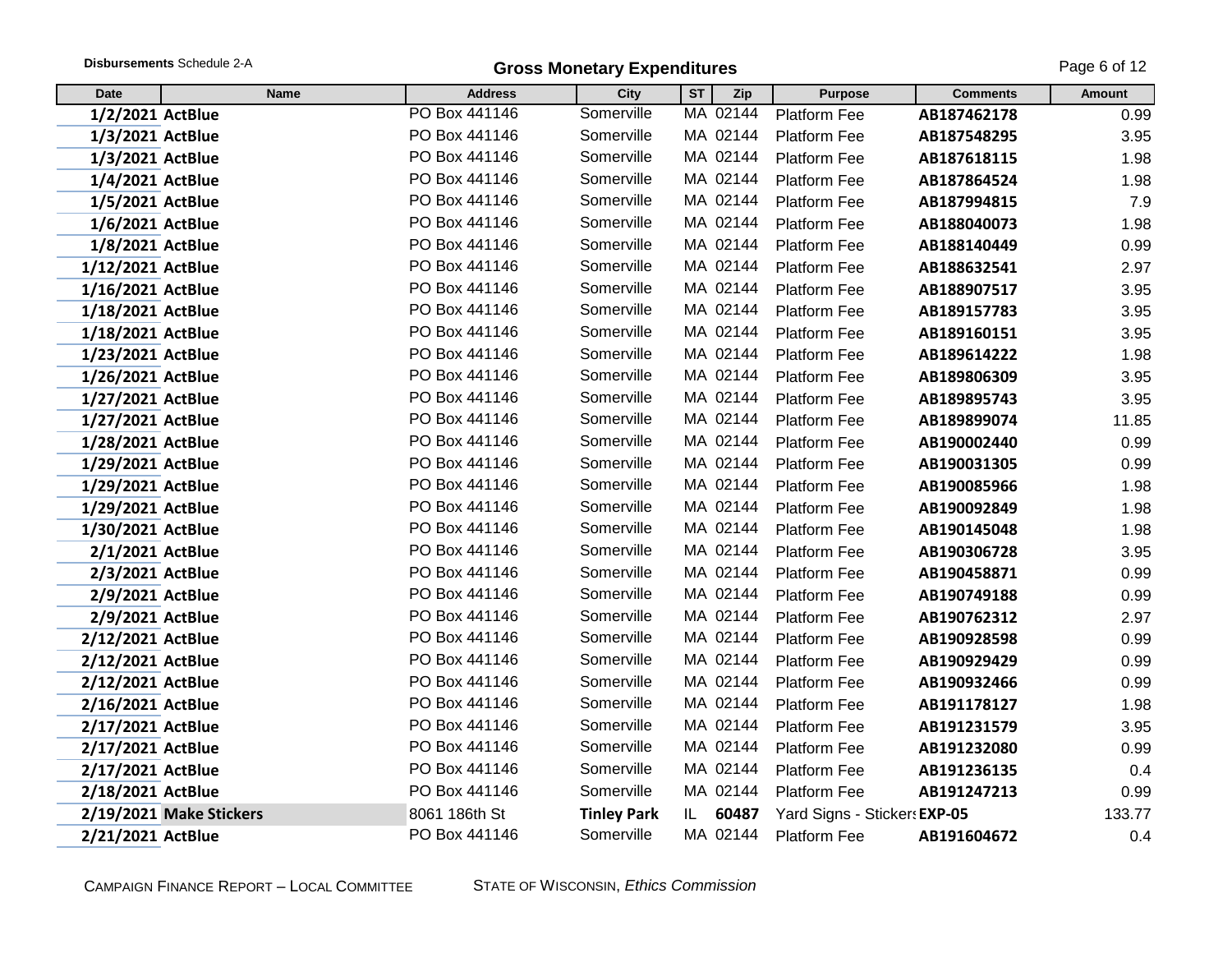**Disbursements** Schedule 2-A

# Gross Monetary Expenditures

| Date | Name | Address | City | ST | Zip | Purpose | Comments | Amount |
|---|---|---|---|---|---|---|---|---|
| 1/2/2021 | ActBlue | PO Box 441146 | Somerville | MA | 02144 | Platform Fee | AB187462178 | 0.99 |
| 1/3/2021 | ActBlue | PO Box 441146 | Somerville | MA | 02144 | Platform Fee | AB187548295 | 3.95 |
| 1/3/2021 | ActBlue | PO Box 441146 | Somerville | MA | 02144 | Platform Fee | AB187618115 | 1.98 |
| 1/4/2021 | ActBlue | PO Box 441146 | Somerville | MA | 02144 | Platform Fee | AB187864524 | 1.98 |
| 1/5/2021 | ActBlue | PO Box 441146 | Somerville | MA | 02144 | Platform Fee | AB187994815 | 7.9 |
| 1/6/2021 | ActBlue | PO Box 441146 | Somerville | MA | 02144 | Platform Fee | AB188040073 | 1.98 |
| 1/8/2021 | ActBlue | PO Box 441146 | Somerville | MA | 02144 | Platform Fee | AB188140449 | 0.99 |
| 1/12/2021 | ActBlue | PO Box 441146 | Somerville | MA | 02144 | Platform Fee | AB188632541 | 2.97 |
| 1/16/2021 | ActBlue | PO Box 441146 | Somerville | MA | 02144 | Platform Fee | AB188907517 | 3.95 |
| 1/18/2021 | ActBlue | PO Box 441146 | Somerville | MA | 02144 | Platform Fee | AB189157783 | 3.95 |
| 1/18/2021 | ActBlue | PO Box 441146 | Somerville | MA | 02144 | Platform Fee | AB189160151 | 3.95 |
| 1/23/2021 | ActBlue | PO Box 441146 | Somerville | MA | 02144 | Platform Fee | AB189614222 | 1.98 |
| 1/26/2021 | ActBlue | PO Box 441146 | Somerville | MA | 02144 | Platform Fee | AB189806309 | 3.95 |
| 1/27/2021 | ActBlue | PO Box 441146 | Somerville | MA | 02144 | Platform Fee | AB189895743 | 3.95 |
| 1/27/2021 | ActBlue | PO Box 441146 | Somerville | MA | 02144 | Platform Fee | AB189899074 | 11.85 |
| 1/28/2021 | ActBlue | PO Box 441146 | Somerville | MA | 02144 | Platform Fee | AB190002440 | 0.99 |
| 1/29/2021 | ActBlue | PO Box 441146 | Somerville | MA | 02144 | Platform Fee | AB190031305 | 0.99 |
| 1/29/2021 | ActBlue | PO Box 441146 | Somerville | MA | 02144 | Platform Fee | AB190085966 | 1.98 |
| 1/29/2021 | ActBlue | PO Box 441146 | Somerville | MA | 02144 | Platform Fee | AB190092849 | 1.98 |
| 1/30/2021 | ActBlue | PO Box 441146 | Somerville | MA | 02144 | Platform Fee | AB190145048 | 1.98 |
| 2/1/2021 | ActBlue | PO Box 441146 | Somerville | MA | 02144 | Platform Fee | AB190306728 | 3.95 |
| 2/3/2021 | ActBlue | PO Box 441146 | Somerville | MA | 02144 | Platform Fee | AB190458871 | 0.99 |
| 2/9/2021 | ActBlue | PO Box 441146 | Somerville | MA | 02144 | Platform Fee | AB190749188 | 0.99 |
| 2/9/2021 | ActBlue | PO Box 441146 | Somerville | MA | 02144 | Platform Fee | AB190762312 | 2.97 |
| 2/12/2021 | ActBlue | PO Box 441146 | Somerville | MA | 02144 | Platform Fee | AB190928598 | 0.99 |
| 2/12/2021 | ActBlue | PO Box 441146 | Somerville | MA | 02144 | Platform Fee | AB190929429 | 0.99 |
| 2/12/2021 | ActBlue | PO Box 441146 | Somerville | MA | 02144 | Platform Fee | AB190932466 | 0.99 |
| 2/16/2021 | ActBlue | PO Box 441146 | Somerville | MA | 02144 | Platform Fee | AB191178127 | 1.98 |
| 2/17/2021 | ActBlue | PO Box 441146 | Somerville | MA | 02144 | Platform Fee | AB191231579 | 3.95 |
| 2/17/2021 | ActBlue | PO Box 441146 | Somerville | MA | 02144 | Platform Fee | AB191232080 | 0.99 |
| 2/17/2021 | ActBlue | PO Box 441146 | Somerville | MA | 02144 | Platform Fee | AB191236135 | 0.4 |
| 2/18/2021 | ActBlue | PO Box 441146 | Somerville | MA | 02144 | Platform Fee | AB191247213 | 0.99 |
| 2/19/2021 | Make Stickers | 8061 186th St | Tinley Park | IL | 60487 | Yard Signs - Stickers | EXP-05 | 133.77 |
| 2/21/2021 | ActBlue | PO Box 441146 | Somerville | MA | 02144 | Platform Fee | AB191604672 | 0.4 |

CAMPAIGN FINANCE REPORT – LOCAL COMMITTEE    STATE OF WISCONSIN, *Ethics Commission*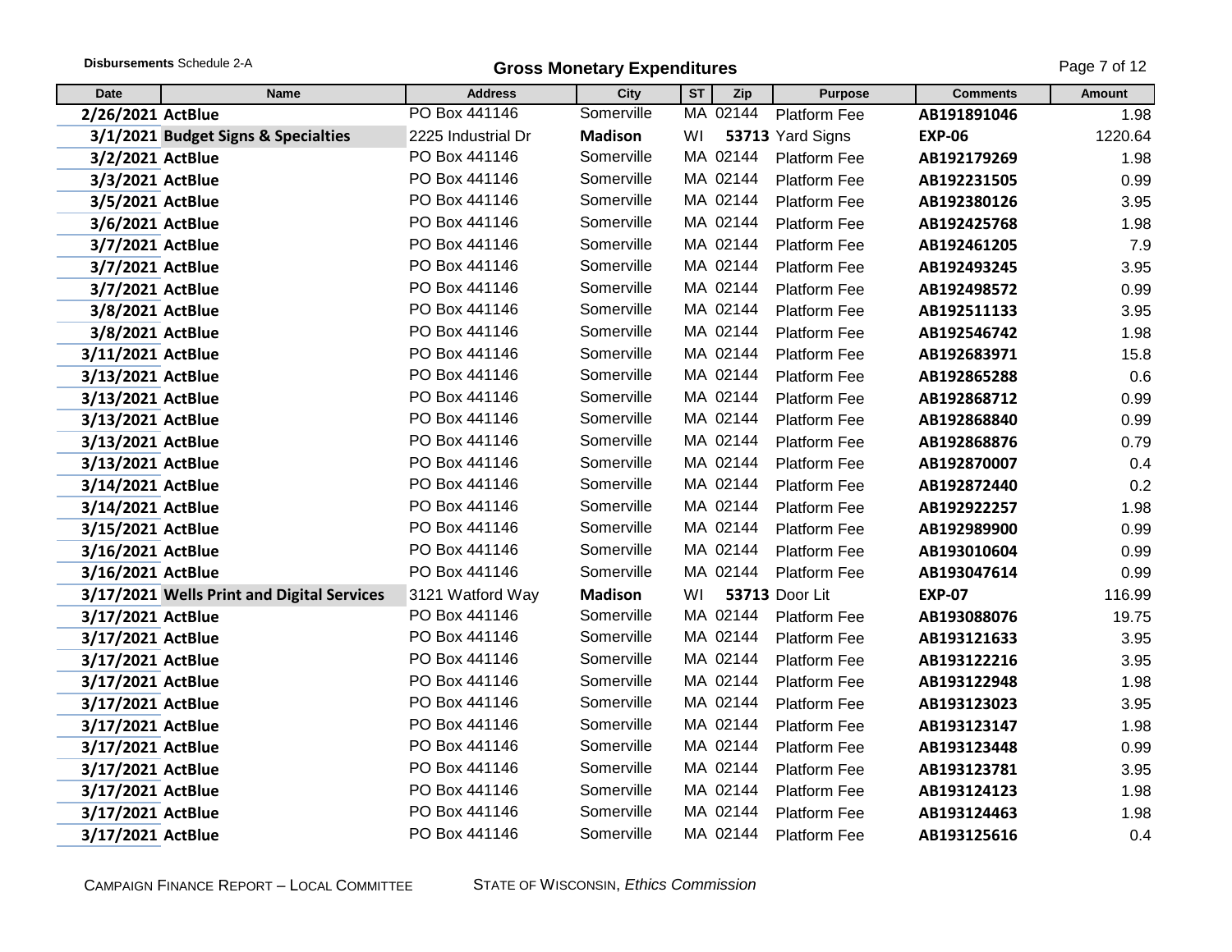**Disbursements** Schedule 2-A

## Gross Monetary Expenditures

| Date | Name | Address | City | ST | Zip | Purpose | Comments | Amount |
|---|---|---|---|---|---|---|---|---|
| 2/26/2021 | ActBlue | PO Box 441146 | Somerville | MA | 02144 | Platform Fee | AB191891046 | 1.98 |
| 3/1/2021 | Budget Signs & Specialties | 2225 Industrial Dr | Madison | WI | 53713 | Yard Signs | EXP-06 | 1220.64 |
| 3/2/2021 | ActBlue | PO Box 441146 | Somerville | MA | 02144 | Platform Fee | AB192179269 | 1.98 |
| 3/3/2021 | ActBlue | PO Box 441146 | Somerville | MA | 02144 | Platform Fee | AB192231505 | 0.99 |
| 3/5/2021 | ActBlue | PO Box 441146 | Somerville | MA | 02144 | Platform Fee | AB192380126 | 3.95 |
| 3/6/2021 | ActBlue | PO Box 441146 | Somerville | MA | 02144 | Platform Fee | AB192425768 | 1.98 |
| 3/7/2021 | ActBlue | PO Box 441146 | Somerville | MA | 02144 | Platform Fee | AB192461205 | 7.9 |
| 3/7/2021 | ActBlue | PO Box 441146 | Somerville | MA | 02144 | Platform Fee | AB192493245 | 3.95 |
| 3/7/2021 | ActBlue | PO Box 441146 | Somerville | MA | 02144 | Platform Fee | AB192498572 | 0.99 |
| 3/8/2021 | ActBlue | PO Box 441146 | Somerville | MA | 02144 | Platform Fee | AB192511133 | 3.95 |
| 3/8/2021 | ActBlue | PO Box 441146 | Somerville | MA | 02144 | Platform Fee | AB192546742 | 1.98 |
| 3/11/2021 | ActBlue | PO Box 441146 | Somerville | MA | 02144 | Platform Fee | AB192683971 | 15.8 |
| 3/13/2021 | ActBlue | PO Box 441146 | Somerville | MA | 02144 | Platform Fee | AB192865288 | 0.6 |
| 3/13/2021 | ActBlue | PO Box 441146 | Somerville | MA | 02144 | Platform Fee | AB192868712 | 0.99 |
| 3/13/2021 | ActBlue | PO Box 441146 | Somerville | MA | 02144 | Platform Fee | AB192868840 | 0.99 |
| 3/13/2021 | ActBlue | PO Box 441146 | Somerville | MA | 02144 | Platform Fee | AB192868876 | 0.79 |
| 3/13/2021 | ActBlue | PO Box 441146 | Somerville | MA | 02144 | Platform Fee | AB192870007 | 0.4 |
| 3/14/2021 | ActBlue | PO Box 441146 | Somerville | MA | 02144 | Platform Fee | AB192872440 | 0.2 |
| 3/14/2021 | ActBlue | PO Box 441146 | Somerville | MA | 02144 | Platform Fee | AB192922257 | 1.98 |
| 3/15/2021 | ActBlue | PO Box 441146 | Somerville | MA | 02144 | Platform Fee | AB192989900 | 0.99 |
| 3/16/2021 | ActBlue | PO Box 441146 | Somerville | MA | 02144 | Platform Fee | AB193010604 | 0.99 |
| 3/16/2021 | ActBlue | PO Box 441146 | Somerville | MA | 02144 | Platform Fee | AB193047614 | 0.99 |
| 3/17/2021 | Wells Print and Digital Services | 3121 Watford Way | Madison | WI | 53713 | Door Lit | EXP-07 | 116.99 |
| 3/17/2021 | ActBlue | PO Box 441146 | Somerville | MA | 02144 | Platform Fee | AB193088076 | 19.75 |
| 3/17/2021 | ActBlue | PO Box 441146 | Somerville | MA | 02144 | Platform Fee | AB193121633 | 3.95 |
| 3/17/2021 | ActBlue | PO Box 441146 | Somerville | MA | 02144 | Platform Fee | AB193122216 | 3.95 |
| 3/17/2021 | ActBlue | PO Box 441146 | Somerville | MA | 02144 | Platform Fee | AB193122948 | 1.98 |
| 3/17/2021 | ActBlue | PO Box 441146 | Somerville | MA | 02144 | Platform Fee | AB193123023 | 3.95 |
| 3/17/2021 | ActBlue | PO Box 441146 | Somerville | MA | 02144 | Platform Fee | AB193123147 | 1.98 |
| 3/17/2021 | ActBlue | PO Box 441146 | Somerville | MA | 02144 | Platform Fee | AB193123448 | 0.99 |
| 3/17/2021 | ActBlue | PO Box 441146 | Somerville | MA | 02144 | Platform Fee | AB193123781 | 3.95 |
| 3/17/2021 | ActBlue | PO Box 441146 | Somerville | MA | 02144 | Platform Fee | AB193124123 | 1.98 |
| 3/17/2021 | ActBlue | PO Box 441146 | Somerville | MA | 02144 | Platform Fee | AB193124463 | 1.98 |
| 3/17/2021 | ActBlue | PO Box 441146 | Somerville | MA | 02144 | Platform Fee | AB193125616 | 0.4 |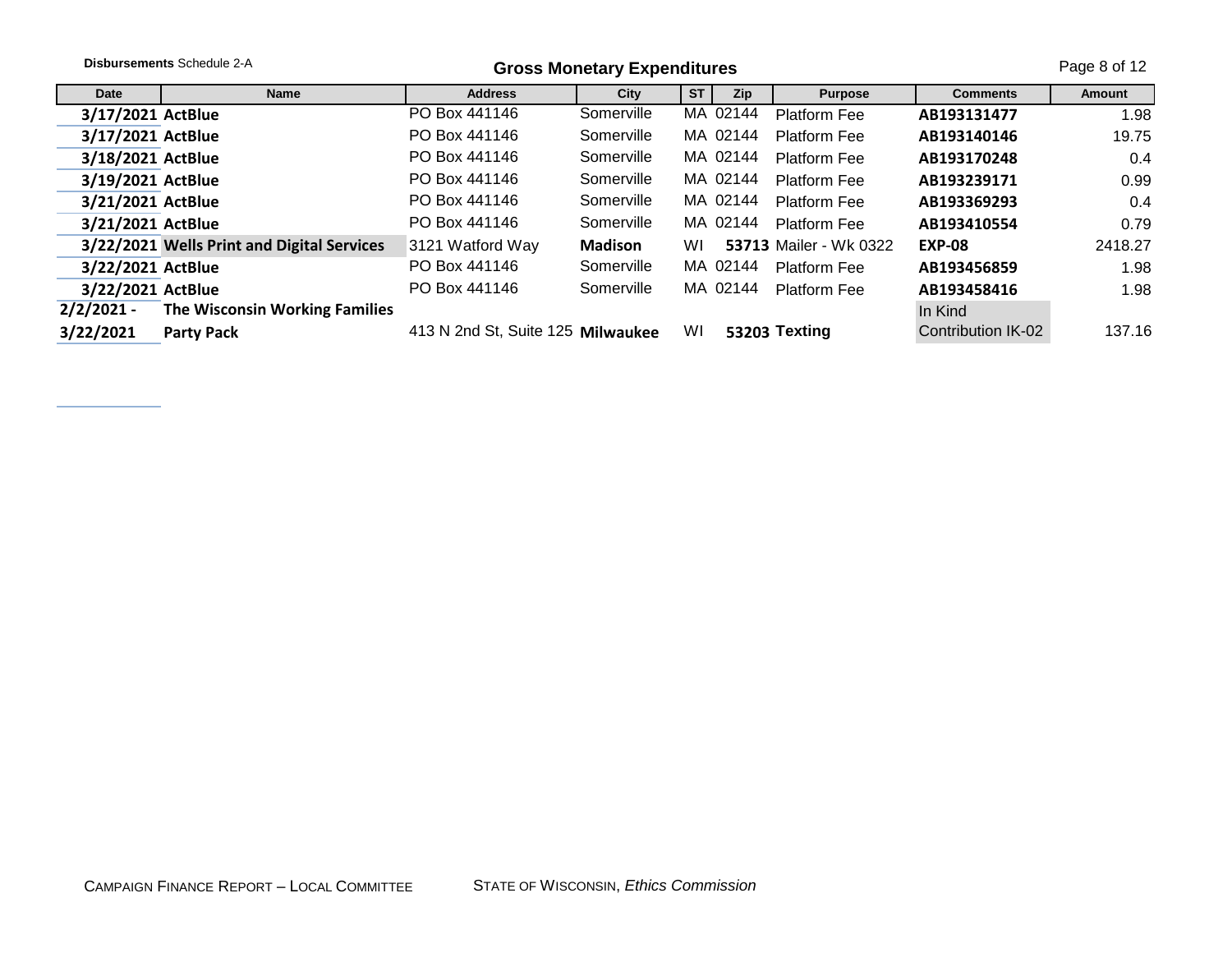**Disbursements** Schedule 2-A

## Gross Monetary Expenditures

| Date | Name | Address | City | ST | Zip | Purpose | Comments | Amount |
|---|---|---|---|---|---|---|---|---|
| 3/17/2021 | ActBlue | PO Box 441146 | Somerville | MA | 02144 | Platform Fee | AB193131477 | 1.98 |
| 3/17/2021 | ActBlue | PO Box 441146 | Somerville | MA | 02144 | Platform Fee | AB193140146 | 19.75 |
| 3/18/2021 | ActBlue | PO Box 441146 | Somerville | MA | 02144 | Platform Fee | AB193170248 | 0.4 |
| 3/19/2021 | ActBlue | PO Box 441146 | Somerville | MA | 02144 | Platform Fee | AB193239171 | 0.99 |
| 3/21/2021 | ActBlue | PO Box 441146 | Somerville | MA | 02144 | Platform Fee | AB193369293 | 0.4 |
| 3/21/2021 | ActBlue | PO Box 441146 | Somerville | MA | 02144 | Platform Fee | AB193410554 | 0.79 |
| 3/22/2021 | Wells Print and Digital Services | 3121 Watford Way | Madison | WI | 53713 | Mailer - Wk 0322 | EXP-08 | 2418.27 |
| 3/22/2021 | ActBlue | PO Box 441146 | Somerville | MA | 02144 | Platform Fee | AB193456859 | 1.98 |
| 3/22/2021 | ActBlue | PO Box 441146 | Somerville | MA | 02144 | Platform Fee | AB193458416 | 1.98 |
| 2/2/2021 - 3/22/2021 | The Wisconsin Working Families Party Pack | 413 N 2nd St, Suite 125 | Milwaukee | WI | 53203 | Texting | In Kind Contribution IK-02 | 137.16 |

CAMPAIGN FINANCE REPORT – LOCAL COMMITTEE STATE OF WISCONSIN, *Ethics Commission*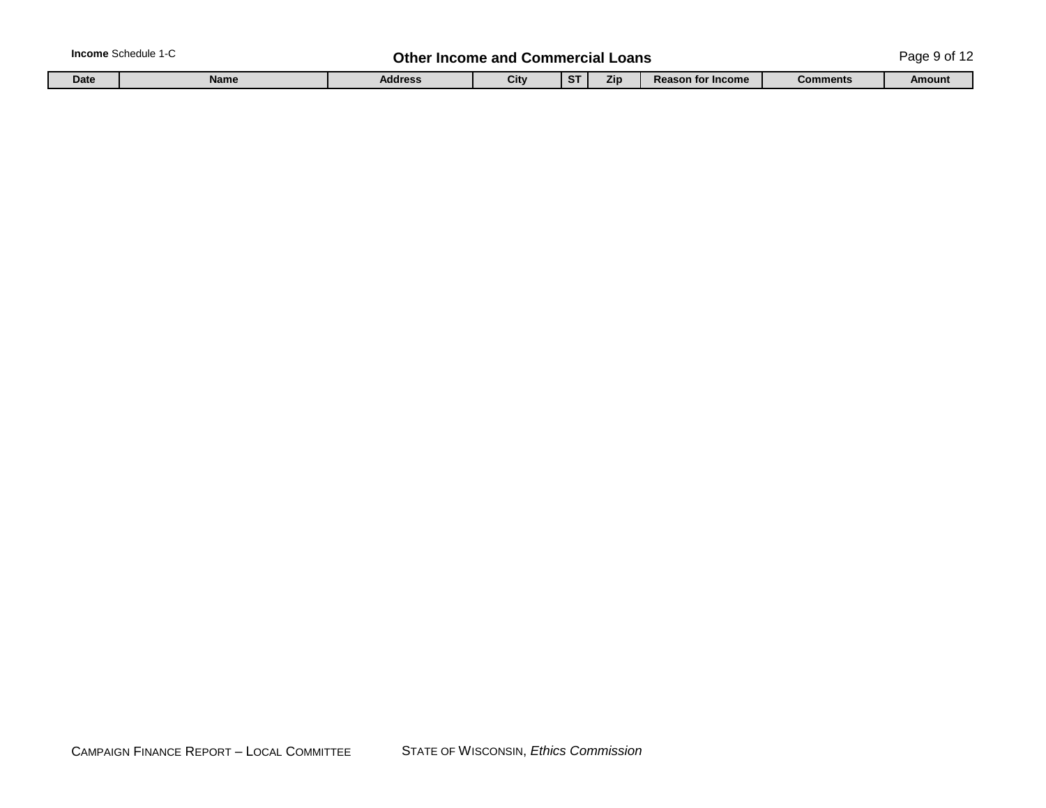**Income** Schedule 1-C

# Other Income and Commercial Loans

| Date | Name | Address | City | ST | Zip | Reason for Income | Comments | Amount |
|---|---|---|---|---|---|---|---|---|

CAMPAIGN FINANCE REPORT – LOCAL COMMITTEE    STATE OF WISCONSIN, *Ethics Commission*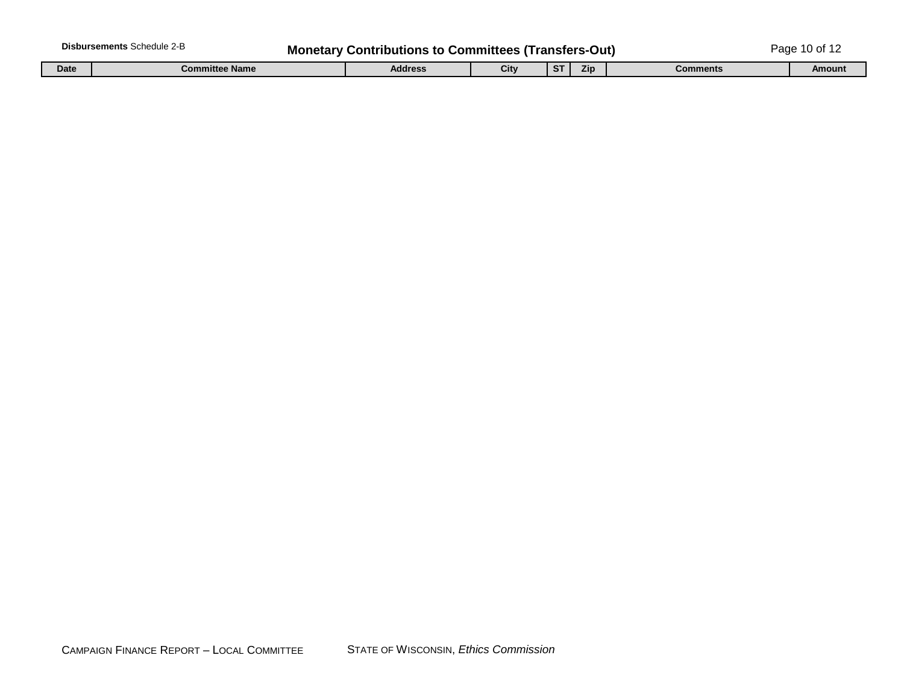**Disbursements** Schedule 2-B

## Monetary Contributions to Committees (Transfers-Out)

| Date | Committee Name | Address | City | ST | Zip | Comments | Amount |
|---|---|---|---|---|---|---|---|

CAMPAIGN FINANCE REPORT – LOCAL COMMITTEE STATE OF WISCONSIN, *Ethics Commission*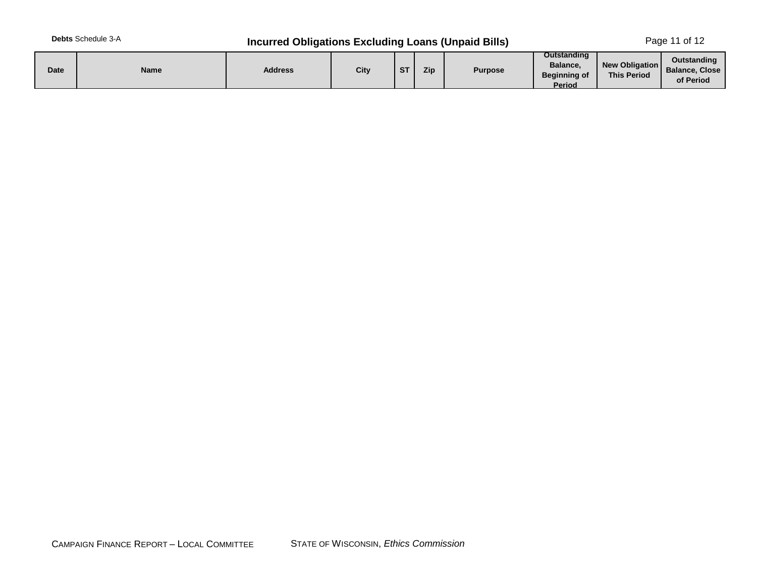**Debts** Schedule 3-A

## Incurred Obligations Excluding Loans (Unpaid Bills)

| Date | Name | Address | City | ST | Zip | Purpose | Outstanding Balance, Beginning of Period | New Obligation This Period | Outstanding Balance, Close of Period |
|---|---|---|---|---|---|---|---|---|---|

CAMPAIGN FINANCE REPORT – LOCAL COMMITTEE    STATE OF WISCONSIN, *Ethics Commission*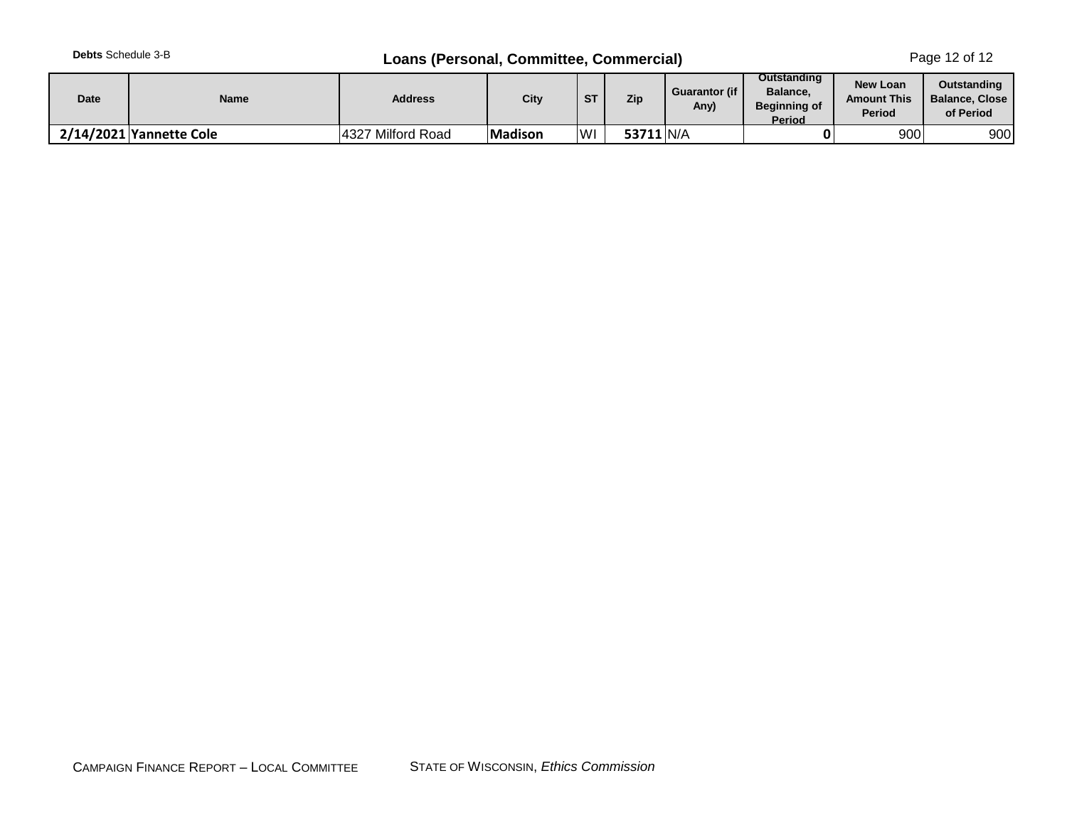**Debts** Schedule 3-B

## Loans (Personal, Committee, Commercial)

| Date | Name | Address | City | ST | Zip | Guarantor (if Any) | Outstanding Balance, Beginning of Period | New Loan Amount This Period | Outstanding Balance, Close of Period |
|---|---|---|---|---|---|---|---|---|---|
| **2/14/2021** | **Yannette Cole** | 4327 Milford Road | **Madison** | WI | **53711** | N/A | **0** | 900 | 900 |

CAMPAIGN FINANCE REPORT – LOCAL COMMITTEE    STATE OF WISCONSIN, *Ethics Commission*